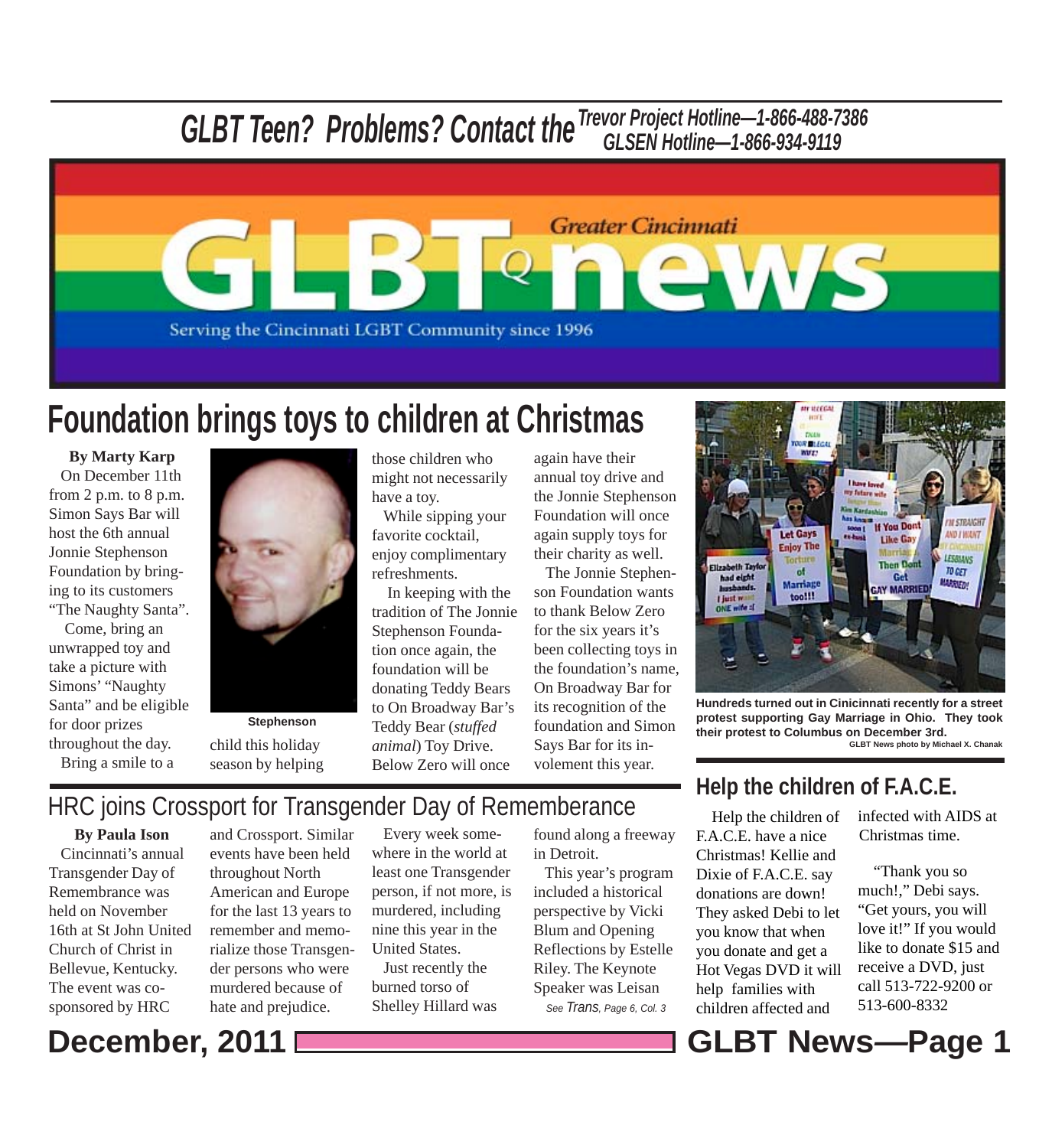GLBT Teen? Problems? Contact the Trevor Project Hotline—1-866-488-7386
GLSEN Hotline—1-866-934-9119

# Greater Cincinnati GLBTQ news

Serving the Cincinnati LGBT Community since 1996

## Foundation brings toys to children at Christmas

**By Marty Karp**

On December 11th from 2 p.m. to 8 p.m. Simon Says Bar will host the 6th annual Jonnie Stephenson Foundation by bringing to its customers "The Naughty Santa".

Come, bring an unwrapped toy and take a picture with Simons' "Naughty Santa" and be eligible for door prizes throughout the day.

Bring a smile to a child this holiday season by helping those children who might not necessarily have a toy.

Stephenson

While sipping your favorite cocktail, enjoy complimentary refreshments.

In keeping with the tradition of The Jonnie Stephenson Foundation once again, the foundation will be donating Teddy Bears to On Broadway Bar's Teddy Bear (*stuffed animal*) Toy Drive. Below Zero will once again have their annual toy drive and the Jonnie Stephenson Foundation will once again supply toys for their charity as well.

The Jonnie Stephenson Foundation wants to thank Below Zero for the six years it's been collecting toys in the foundation's name, On Broadway Bar for its recognition of the foundation and Simon Says Bar for its involement this year.

Hundreds turned out in Cinicinnati recently for a street protest supporting Gay Marriage in Ohio. They took their protest to Columbus on December 3rd.
GLBT News photo by Michael X. Chanak

## HRC joins Crossport for Transgender Day of Rememberance

**By Paula Ison**

Cincinnati's annual Transgender Day of Remembrance was held on November 16th at St John United Church of Christ in Bellevue, Kentucky. The event was co-sponsored by HRC and Crossport. Similar events have been held throughout North American and Europe for the last 13 years to remember and memorialize those Transgender persons who were murdered because of hate and prejudice.

Every week somewhere in the world at least one Transgender person, if not more, is murdered, including nine this year in the United States.

Just recently the burned torso of Shelley Hillard was found along a freeway in Detroit.

This year's program included a historical perspective by Vicki Blum and Opening Reflections by Estelle Riley. The Keynote Speaker was Leisan

*See Trans, Page 6, Col. 3*

## Help the children of F.A.C.E.

Help the children of F.A.C.E. have a nice Christmas! Kellie and Dixie of F.A.C.E. say donations are down! They asked Debi to let you know that when you donate and get a Hot Vegas DVD it will help families with children affected and infected with AIDS at Christmas time.

"Thank you so much!," Debi says. "Get yours, you will love it!" If you would like to donate $15 and receive a DVD, just call 513-722-9200 or 513-600-8332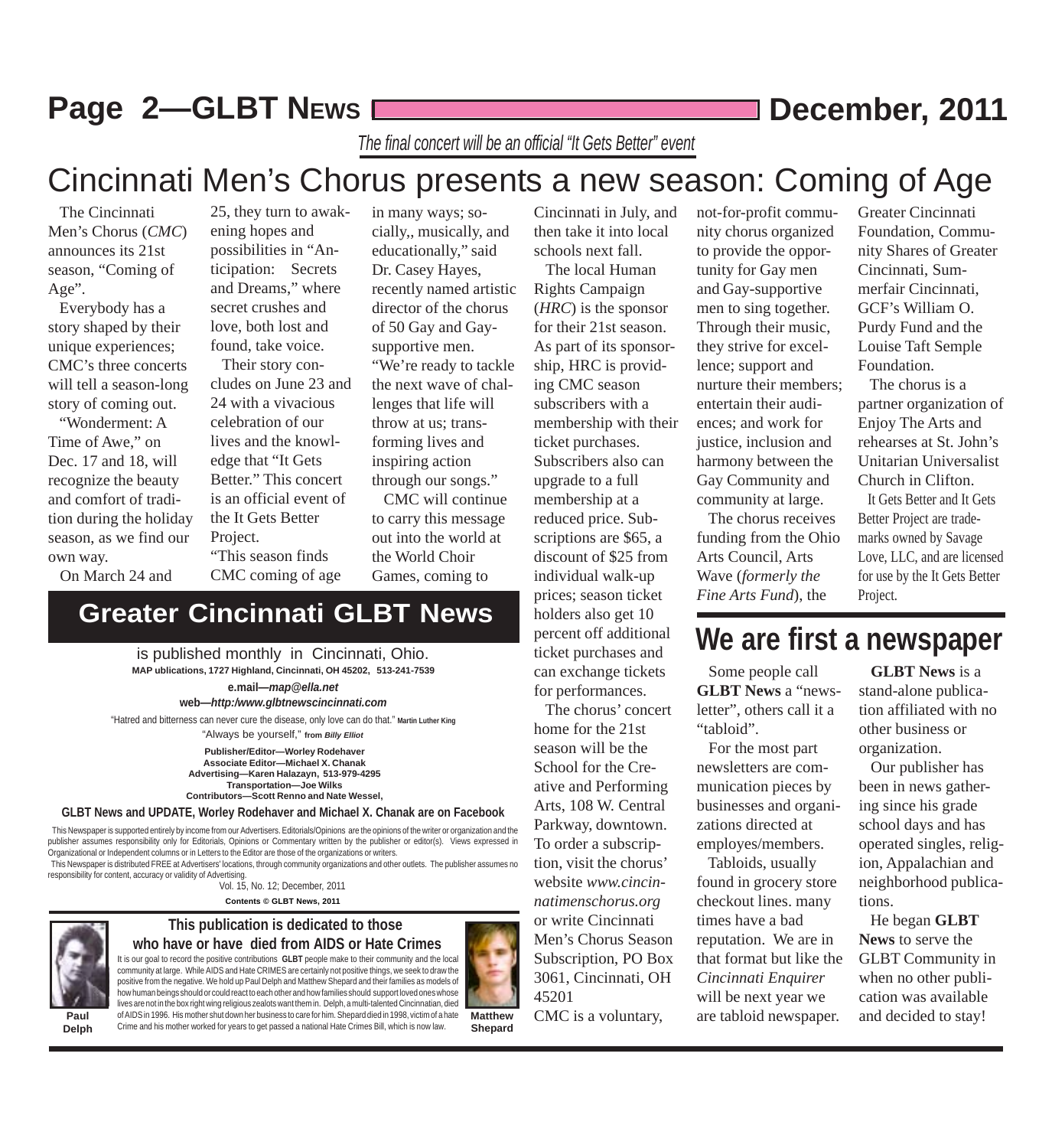*The final concert will be an official "It Gets Better" event*

# Cincinnati Men's Chorus presents a new season: Coming of Age

The Cincinnati Men's Chorus (*CMC*) announces its 21st season, "Coming of Age".

Everybody has a story shaped by their unique experiences; CMC's three concerts will tell a season-long story of coming out.

"Wonderment: A Time of Awe," on Dec. 17 and 18, will recognize the beauty and comfort of tradition during the holiday season, as we find our own way.

On March 24 and 25, they turn to awakening hopes and possibilities in "Anticipation: Secrets and Dreams," where secret crushes and love, both lost and found, take voice.

Their story concludes on June 23 and 24 with a vivacious celebration of our lives and the knowledge that "It Gets Better." This concert is an official event of the It Gets Better Project.

"This season finds CMC coming of age in many ways; socially,, musically, and educationally," said Dr. Casey Hayes, recently named artistic director of the chorus of 50 Gay and Gay-supportive men. "We're ready to tackle the next wave of challenges that life will throw at us; transforming lives and inspiring action through our songs."

CMC will continue to carry this message out into the world at the World Choir Games, coming to Cincinnati in July, and then take it into local schools next fall.

The local Human Rights Campaign (*HRC*) is the sponsor for their 21st season. As part of its sponsorship, HRC is providing CMC season subscribers with a membership with their ticket purchases. Subscribers also can upgrade to a full membership at a reduced price. Subscriptions are $65, a discount of $25 from individual walk-up prices; season ticket holders also get 10 percent off additional ticket purchases and can exchange tickets for performances.

The chorus' concert home for the 21st season will be the School for the Creative and Performing Arts, 108 W. Central Parkway, downtown. To order a subscription, visit the chorus' website *www.cincinnatimenschorus.org* or write Cincinnati Men's Chorus Season Subscription, PO Box 3061, Cincinnati, OH 45201

CMC is a voluntary, not-for-profit community chorus organized to provide the opportunity for Gay men and Gay-supportive men to sing together. Through their music, they strive for excellence; support and nurture their members; entertain their audiences; and work for justice, inclusion and harmony between the Gay Community and community at large.

The chorus receives funding from the Ohio Arts Council, Arts Wave (*formerly the Fine Arts Fund*), the Greater Cincinnati Foundation, Community Shares of Greater Cincinnati, Summerfair Cincinnati, GCF's William O. Purdy Fund and the Louise Taft Semple Foundation.

The chorus is a partner organization of Enjoy The Arts and rehearses at St. John's Unitarian Universalist Church in Clifton.

It Gets Better and It Gets Better Project are trademarks owned by Savage Love, LLC, and are licensed for use by the It Gets Better Project.

## Greater Cincinnati GLBT News

is published monthly in Cincinnati, Ohio.

**MAP ublications, 1727 Highland, Cincinnati, OH 45202, 513-241-7539**

**e.mail—*map@ella.net***

**web—*http:/www.glbtnewscincinnati.com***

"Hatred and bitterness can never cure the disease, only love can do that." **Martin Luther King**

"Always be yourself," **from *Billy Elliot***

**Publisher/Editor—Worley Rodehaver**
**Associate Editor—Michael X. Chanak**
**Advertising—Karen Halazayn, 513-979-4295**
**Transportation—Joe Wilks**
**Contributors—Scott Renno and Nate Wessel,**

**GLBT News and UPDATE, Worley Rodehaver and Michael X. Chanak are on Facebook**

This Newspaper is supported entirely by income from our Advertisers. Editorials/Opinions are the opinions of the writer or organization and the publisher assumes responsibility only for Editorials, Opinions or Commentary written by the publisher or editor(s). Views expressed in Organizational or Independent columns or in Letters to the Editor are those of the organizations or writers.

This Newspaper is distributed FREE at Advertisers' locations, through community organizations and other outlets. The publisher assumes no responsibility for content, accuracy or validity of Advertising.

Vol. 15, No. 12; December, 2011

**Contents © GLBT News, 2011**

### This publication is dedicated to those who have or have died from AIDS or Hate Crimes

It is our goal to record the positive contributions **GLBT** people make to their community and the local community at large. While AIDS and Hate CRIMES are certainly not positive things, we seek to draw the positive from the negative. We hold up Paul Delph and Matthew Shepard and their families as models of how human beings should or could react to each other and how families should support loved ones whose lives are not in the box right wing religious zealots want them in. Delph, a multi-talented Cincinnatian, died of AIDS in 1996. His mother shut down her business to care for him. Shepard died in 1998, victim of a hate Crime and his mother worked for years to get passed a national Hate Crimes Bill, which is now law.

**Paul Delph**

**Matthew Shepard**

## We are first a newspaper

Some people call **GLBT News** a "newsletter", others call it a "tabloid".

For the most part newsletters are communication pieces by businesses and organizations directed at employes/members.

Tabloids, usually found in grocery store checkout lines. many times have a bad reputation. We are in that format but like the *Cincinnati Enquirer* will be next year we are tabloid newspaper.

**GLBT News** is a stand-alone publication affiliated with no other business or organization.

Our publisher has been in news gathering since his grade school days and has operated singles, religion, Appalachian and neighborhood publications.

He began **GLBT News** to serve the GLBT Community in when no other publication was available and decided to stay!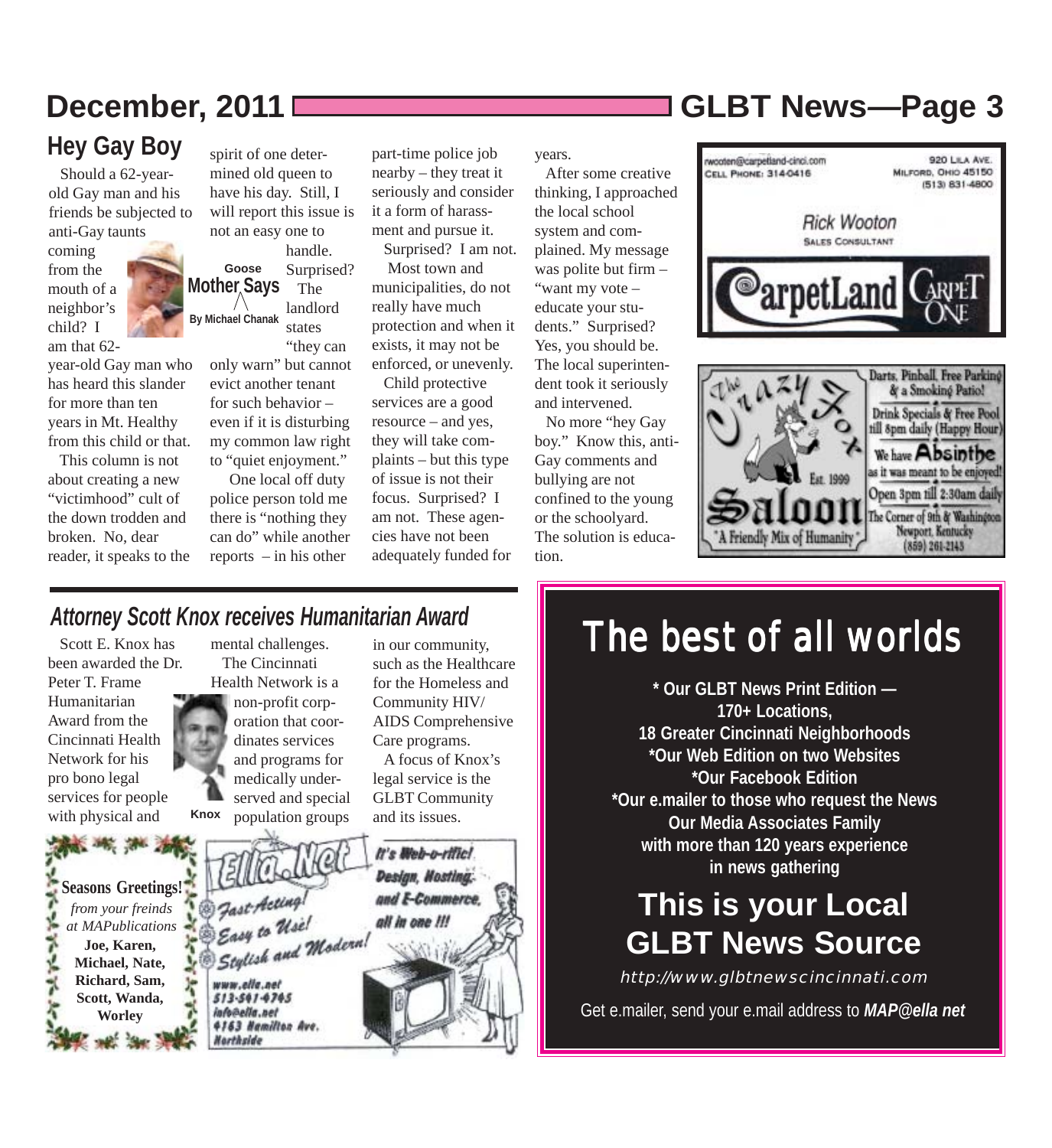## Hey Gay Boy

Goose
**Mother Says**
By Michael Chanak

Should a 62-year-old Gay man and his friends be subjected to anti-Gay taunts coming from the mouth of a neighbor's child? I am that 62-year-old Gay man who has heard this slander for more than ten years in Mt. Healthy from this child or that.

This column is not about creating a new "victimhood" cult of the down trodden and broken. No, dear reader, it speaks to the spirit of one determined old queen to have his day. Still, I will report this issue is not an easy one to handle. Surprised? The landlord states "they can only warn" but cannot evict another tenant for such behavior – even if it is disturbing my common law right to "quiet enjoyment."

One local off duty police person told me there is "nothing they can do" while another reports – in his other part-time police job nearby – they treat it seriously and consider it a form of harassment and pursue it.

Surprised? I am not.

Most town and municipalities, do not really have much protection and when it exists, it may not be enforced, or unevenly.

Child protective services are a good resource – and yes, they will take complaints – but this type of issue is not their focus. Surprised? I am not. These agencies have not been adequately funded for years.

After some creative thinking, I approached the local school system and complained. My message was polite but firm – "want my vote – educate your students." Surprised? Yes, you should be. The local superintendent took it seriously and intervened.

No more "hey Gay boy." Know this, anti-Gay comments and bullying are not confined to the young or the schoolyard. The solution is education.

---

rwooten@carpetland-cinci.com
CELL PHONE: 314-0416

920 LILA AVE.
MILFORD, OHIO 45150
(513) 831-4800

Rick Wooton
SALES CONSULTANT

CarpetLand CARPET ONE

---

The Crazy Fox Saloon
Est. 1999
"A Friendly Mix of Humanity"

Darts, Pinball, Free Parking & a Smoking Patio!
Drink Specials & Free Pool till 8pm daily (Happy Hour)
We have Absinthe as it was meant to be enjoyed!
Open 3pm till 2:30am daily
The Corner of 9th & Washington
Newport, Kentucky
(859) 261-2143

---

## Attorney Scott Knox receives Humanitarian Award

Scott E. Knox has been awarded the Dr. Peter T. Frame Humanitarian Award from the Cincinnati Health Network for his pro bono legal services for people with physical and mental challenges.

Knox

The Cincinnati Health Network is a non-profit corporation that coordinates services and programs for medically underserved and special population groups in our community, such as the Healthcare for the Homeless and Community HIV/ AIDS Comprehensive Care programs.

A focus of Knox's legal service is the GLBT Community and its issues.

---

**Seasons Greetings!**
*from your freinds at MAPublications*
**Joe, Karen, Michael, Nate, Richard, Sam, Scott, Wanda, Worley**

---

Ella.Net
It's Web-o-rific! Design, Hosting, and E-Commerce, all in one !!!
Fast-Acting! Easy to Use! Stylish and Modern!
www.ella.net
513-541-4745
info@ella.net
4163 Hamilton Ave.
Northside

---

# The best of all worlds

**\* Our GLBT News Print Edition — 170+ Locations, 18 Greater Cincinnati Neighborhoods**
**\*Our Web Edition on two Websites**
**\*Our Facebook Edition**
**\*Our e.mailer to those who request the News**
**Our Media Associates Family with more than 120 years experience in news gathering**

## This is your Local GLBT News Source

*http://www.glbtnewscincinnati.com*

Get e.mailer, send your e.mail address to ***MAP@ella net***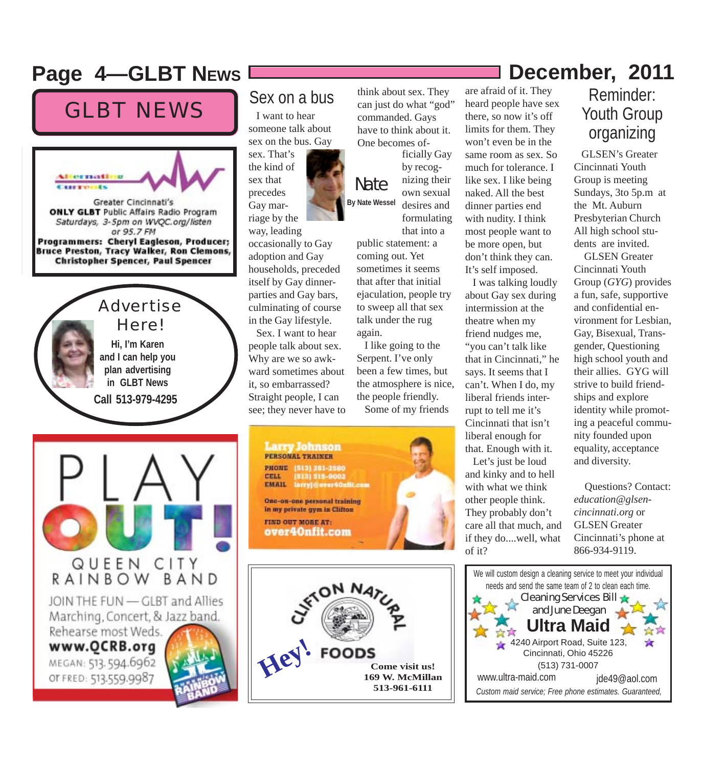# GLBT NEWS

**Alternative Currents**

Greater Cincinnati's
**ONLY GLBT** Public Affairs Radio Program
*Saturdays, 3-5pm on WVQC.org/listen or 95.7 FM*
**Programmers: Cheryl Eagleson, Producer; Bruce Preston, Tracy Walker, Ron Clemons, Christopher Spencer, Paul Spencer**

**Advertise Here!**

**Hi, I'm Karen and I can help you plan advertising in GLBT News**

**Call 513-979-4295**

**PLAY OUT!**

**QUEEN CITY RAINBOW BAND**

JOIN THE FUN—GLBT and Allies Marching, Concert, & Jazz band. Rehearse most Weds.

**www.QCRB.org**

MEGAN: 513.594.6962
or FRED: 513.559.9987

## Sex on a bus

Nate

By Nate Wessel

I want to hear someone talk about sex on the bus. Gay sex. That's the kind of sex that precedes Gay marriage by the way, leading occasionally to Gay adoption and Gay households, preceded itself by Gay dinner-parties and Gay bars, culminating of course in the Gay lifestyle.

Sex. I want to hear people talk about sex. Why are we so awkward sometimes about it, so embarrassed? Straight people, I can see; they never have to think about sex. They can just do what "god" commanded. Gays have to think about it. One becomes officially Gay by recognizing their own sexual desires and formulating that into a public statement: a coming out. Yet sometimes it seems that after that initial ejaculation, people try to sweep all that sex talk under the rug again.

I like going to the Serpent. I've only been a few times, but the atmosphere is nice, the people friendly.

Some of my friends are afraid of it. They heard people have sex there, so now it's off limits for them. They won't even be in the same room as sex. So much for tolerance. I like sex. I like being naked. All the best dinner parties end with nudity. I think most people want to be more open, but don't think they can. It's self imposed.

I was talking loudly about Gay sex during intermission at the theatre when my friend nudges me, "you can't talk like that in Cincinnati," he says. It seems that I can't. When I do, my liberal friends interrupt to tell me it's Cincinnati that isn't liberal enough for that. Enough with it.

Let's just be loud and kinky and to hell with what we think other people think. They probably don't care all that much, and if they do....well, what of it?

**Larry Johnson**
**PERSONAL TRAINER**
PHONE (513) 281-2580
CELL (513) 315-9002
EMAIL larryj@over40nfit.com

One-on-one personal training in my private gym in Clifton

FIND OUT MORE AT:
**over40nfit.com**

**CLIFTON NATURAL FOODS**

**Hey!**

**Come visit us!**
**169 W. McMillan**
**513-961-6111**

## Reminder: Youth Group organizing

GLSEN's Greater Cincinnati Youth Group is meeting Sundays, 3to 5p.m at the Mt. Auburn Presbyterian Church All high school students are invited.

GLSEN Greater Cincinnati Youth Group (*GYG*) provides a fun, safe, supportive and confidential environment for Lesbian, Gay, Bisexual, Transgender, Questioning high school youth and their allies. GYG will strive to build friendships and explore identity while promoting a peaceful community founded upon equality, acceptance and diversity.

Questions? Contact: *education@glsen-cincinnati.org* or GLSEN Greater Cincinnati's phone at 866-934-9119.

We will custom design a cleaning service to meet your individual needs and send the same team of 2 to clean each time.

Cleaning Services Bill and June Deegan

**Ultra Maid**

4240 Airport Road, Suite 123,
Cincinnati, Ohio 45226
(513) 731-0007

www.ultra-maid.com jde49@aol.com

*Custom maid service; Free phone estimates. Guaranteed,*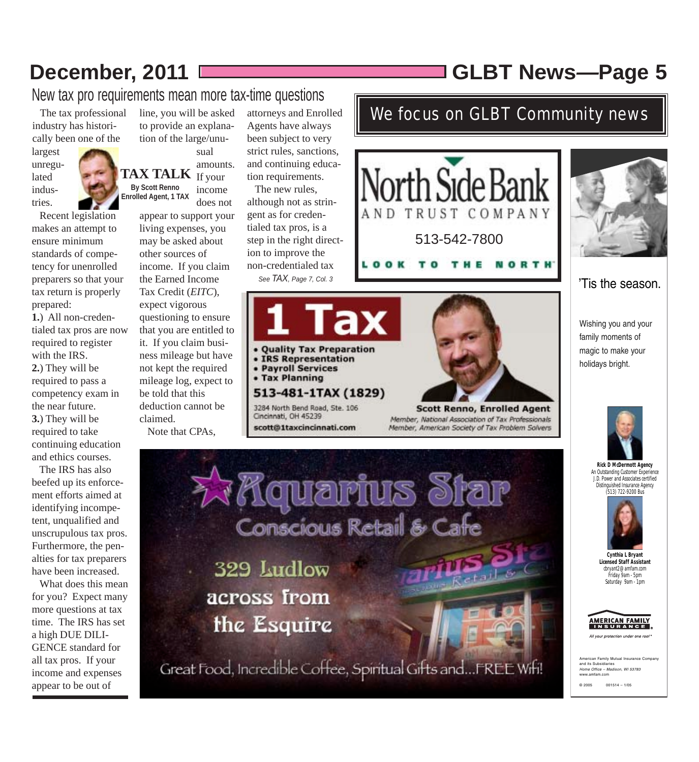# New tax pro requirements mean more tax-time questions

**TAX TALK**
By Scott Renno
Enrolled Agent, 1 TAX

The tax professional industry has historically been one of the largest unregulated industries.

Recent legislation makes an attempt to ensure minimum standards of competency for unenrolled preparers so that your tax return is properly prepared:

**1.**) All non-credentialed tax pros are now required to register with the IRS.

**2.**) They will be required to pass a competency exam in the near future.

**3.**) They will be required to take continuing education and ethics courses.

The IRS has also beefed up its enforcement efforts aimed at identifying incompetent, unqualified and unscrupulous tax pros. Furthermore, the penalties for tax preparers have been increased.

What does this mean for you? Expect many more questions at tax time. The IRS has set a high DUE DILIGENCE standard for all tax pros. If your income and expenses appear to be out of line, you will be asked to provide an explanation of the large/unusual amounts. If your income does not appear to support your living expenses, you may be asked about other sources of income. If you claim the Earned Income Tax Credit (*EITC*), expect vigorous questioning to ensure that you are entitled to it. If you claim business mileage but have not kept the required mileage log, expect to be told that this deduction cannot be claimed.

Note that CPAs, attorneys and Enrolled Agents have always been subject to very strict rules, sanctions, and continuing education requirements.

The new rules, although not as stringent as for credentialed tax pros, is a step in the right direction to improve the non-credentialed tax

*See TAX, Page 7, Col. 3*

---

We focus on GLBT Community news

---

North Side Bank
AND TRUST COMPANY
513-542-7800
LOOK TO THE NORTH

---

1 Tax

- Quality Tax Preparation
- IRS Representation
- Payroll Services
- Tax Planning

513-481-1TAX (1829)

3284 North Bend Road, Ste. 106
Cincinnati, OH 45239
scott@1taxcincinnati.com

Scott Renno, Enrolled Agent
*Member, National Association of Tax Professionals*
*Member, American Society of Tax Problem Solvers*

---

'Tis the season.

Wishing you and your family moments of magic to make your holidays bright.

**Rick D McDermott Agency**
An Outstanding Customer Experience
J.D. Power and Associates certified
Distinguished Insurance Agency
(513) 722-9200 Bus

**Cynthia L Bryant**
**Licensed Staff Assistant**
cbryant2@amfam.com
Friday 9am - 5pm
Saturday 9am - 1pm

AMERICAN FAMILY INSURANCE
*All your protection under one roof*

American Family Mutual Insurance Company and its Subsidiaries
*Home Office – Madison, WI 53783*
www.amfam.com

© 2005 001514 – 1/05

---

Aquarius Star
Conscious Retail & Cafe

329 Ludlow
across from
the Esquire

Great Food, Incredible Coffee, Spiritual Gifts and...FREE Wifi!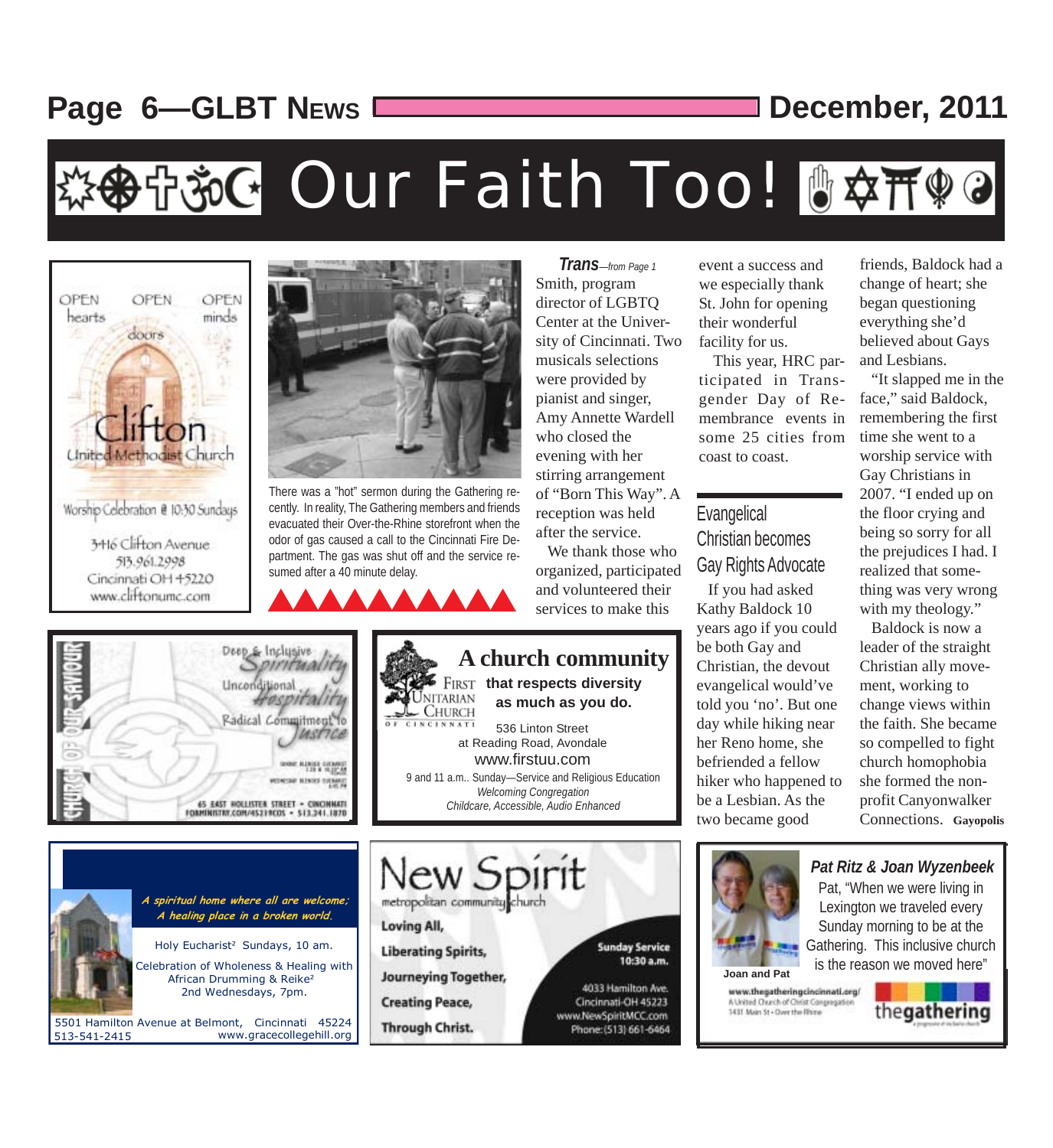# Our Faith Too!

OPEN hearts OPEN doors OPEN minds

Clifton United Methodist Church

Worship Celebration @ 10:30 Sundays

3416 Clifton Avenue
513.961.2998
Cincinnati OH 45220
www.cliftonumc.com

There was a "hot" sermon during the Gathering recently. In reality, The Gathering members and friends evacuated their Over-the-Rhine storefront when the odor of gas caused a call to the Cincinnati Fire Department. The gas was shut off and the service resumed after a 40 minute delay.

***Trans****—from Page 1*

Smith, program director of LGBTQ Center at the University of Cincinnati. Two musicals selections were provided by pianist and singer, Amy Annette Wardell who closed the evening with her stirring arrangement of "Born This Way". A reception was held after the service.

We thank those who organized, participated and volunteered their services to make this event a success and we especially thank St. John for opening their wonderful facility for us.

This year, HRC participated in Transgender Day of Remembrance events in some 25 cities from coast to coast.

## Evangelical Christian becomes Gay Rights Advocate

If you had asked Kathy Baldock 10 years ago if you could be both Gay and Christian, the devout evangelical would've told you 'no'. But one day while hiking near her Reno home, she befriended a fellow hiker who happened to be a Lesbian. As the two became good friends, Baldock had a change of heart; she began questioning everything she'd believed about Gays and Lesbians.

"It slapped me in the face," said Baldock, remembering the first time she went to a worship service with Gay Christians in 2007. "I ended up on the floor crying and being so sorry for all the prejudices I had. I realized that something was very wrong with my theology."

Baldock is now a leader of the straight Christian ally movement, working to change views within the faith. She became so compelled to fight church homophobia she formed the non-profit Canyonwalker Connections. **Gayopolis**

---

CHURCH OF OUR SAVIOUR

Deep & Inclusive Spirituality
Unconditional Hospitality
Radical Commitment to Justice

65 EAST HOLLISTER STREET • CINCINNATI
FORMINISTRY.COM/45219COS • 513.241.1870

---

**A church community that respects diversity as much as you do.**

First Unitarian Church of Cincinnati

536 Linton Street
at Reading Road, Avondale
www.firstuu.com
9 and 11 a.m.. Sunday—Service and Religious Education
*Welcoming Congregation*
*Childcare, Accessible, Audio Enhanced*

---

***A spiritual home where all are welcome; A healing place in a broken world.***

Holy Eucharist² Sundays, 10 am.
Celebration of Wholeness & Healing with African Drumming & Reike²
2nd Wednesdays, 7pm.

5501 Hamilton Avenue at Belmont, Cincinnati 45224
513-541-2415 www.gracecollegehill.org

---

New Spirit metropolitan community church

Loving All,
Liberating Spirits,
Journeying Together,
Creating Peace,
Through Christ.

**Sunday Service 10:30 a.m.**

4033 Hamilton Ave.
Cincinnati-OH 45223
www.NewSpiritMCC.com
Phone: (513) 661-6464

---

***Pat Ritz & Joan Wyzenbeek***

Pat, "When we were living in Lexington we traveled every Sunday morning to be at the Gathering. This inclusive church is the reason we moved here"

Joan and Pat

www.thegatheringcincinnati.org/
A United Church of Christ Congregation
1431 Main St • Over the Rhine

thegathering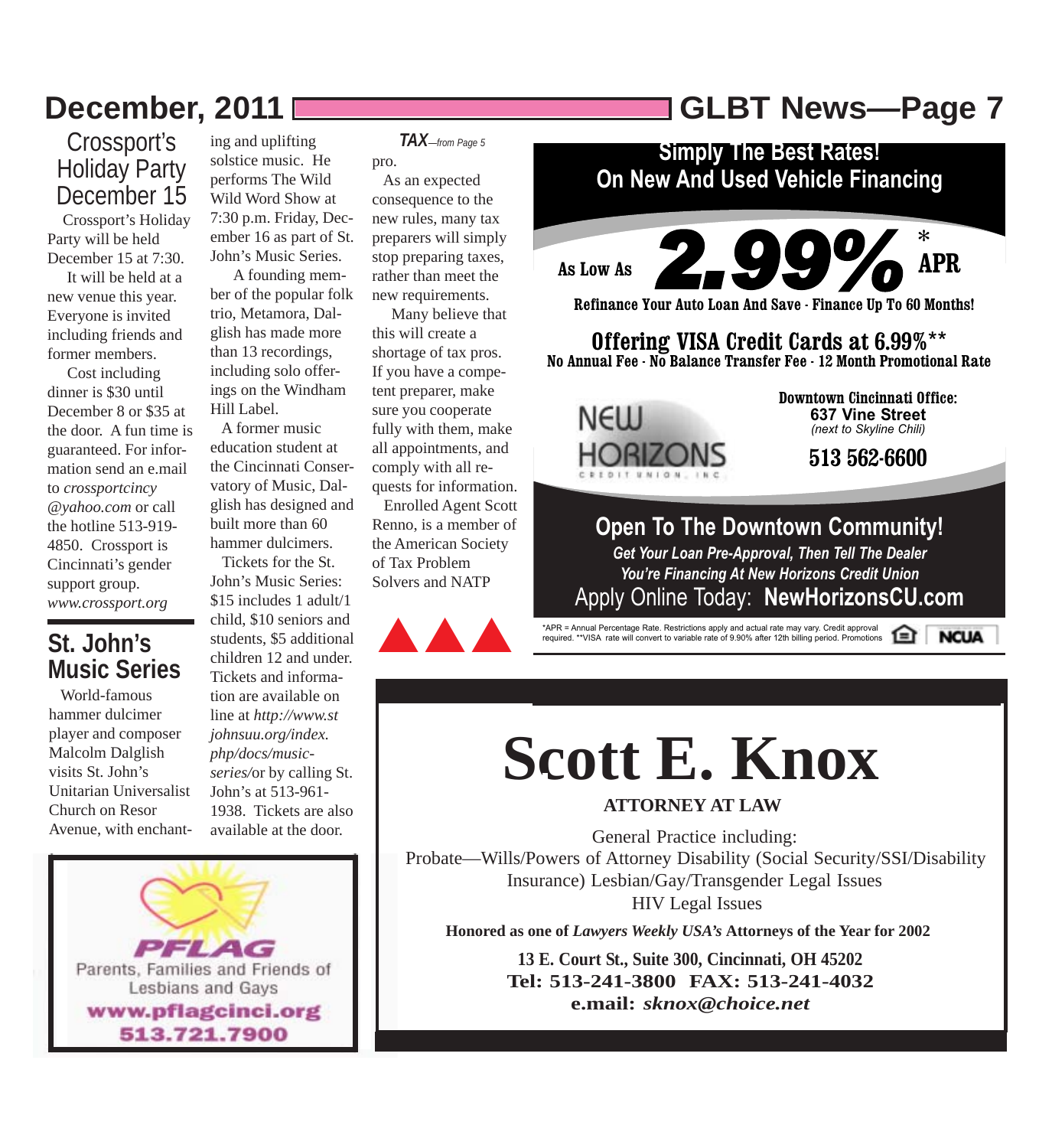## Crossport's Holiday Party December 15

Crossport's Holiday Party will be held December 15 at 7:30.

It will be held at a new venue this year. Everyone is invited including friends and former members.

Cost including dinner is $30 until December 8 or $35 at the door. A fun time is guaranteed. For information send an e.mail to *crossportcincy @yahoo.com* or call the hotline 513-919-4850. Crossport is Cincinnati's gender support group. *www.crossport.org*

## St. John's Music Series

World-famous hammer dulcimer player and composer Malcolm Dalglish visits St. John's Unitarian Universalist Church on Resor Avenue, with enchanting and uplifting solstice music. He performs The Wild Wild Word Show at 7:30 p.m. Friday, December 16 as part of St. John's Music Series.

A founding member of the popular folk trio, Metamora, Dalglish has made more than 13 recordings, including solo offerings on the Windham Hill Label.

A former music education student at the Cincinnati Conservatory of Music, Dalglish has designed and built more than 60 hammer dulcimers.

Tickets for the St. John's Music Series: $15 includes 1 adult/1 child, $10 seniors and students, $5 additional children 12 and under. Tickets and information are available on line at *http://www.stjohnsuu.org/index.php/docs/music-series/*or by calling St. John's at 513-961-1938. Tickets are also available at the door.

***TAX**—from Page 5*

pro.

As an expected consequence to the new rules, many tax preparers will simply stop preparing taxes, rather than meet the new requirements.

Many believe that this will create a shortage of tax pros. If you have a competent preparer, make sure you cooperate fully with them, make all appointments, and comply with all requests for information.

Enrolled Agent Scott Renno, is a member of the American Society of Tax Problem Solvers and NATP

---

**Simply The Best Rates!**
**On New And Used Vehicle Financing**

As Low As **2.99%*** **APR**

**Refinance Your Auto Loan And Save - Finance Up To 60 Months!**

**Offering VISA Credit Cards at 6.99%****
**No Annual Fee - No Balance Transfer Fee - 12 Month Promotional Rate**

NEW HORIZONS CREDIT UNION, INC.

**Downtown Cincinnati Office:**
**637 Vine Street**
*(next to Skyline Chili)*
**513 562-6600**

**Open To The Downtown Community!**
***Get Your Loan Pre-Approval, Then Tell The Dealer You're Financing At New Horizons Credit Union***
Apply Online Today: **NewHorizonsCU.com**

*APR = Annual Percentage Rate. Restrictions apply and actual rate may vary. Credit approval required. **VISA rate will convert to variable rate of 9.90% after 12th billing period. Promotions

NCUA

---

# Scott E. Knox

**ATTORNEY AT LAW**

General Practice including:
Probate—Wills/Powers of Attorney Disability (Social Security/SSI/Disability Insurance) Lesbian/Gay/Transgender Legal Issues
HIV Legal Issues

**Honored as one of *Lawyers Weekly USA's* Attorneys of the Year for 2002**

**13 E. Court St., Suite 300, Cincinnati, OH 45202**
**Tel: 513-241-3800 FAX: 513-241-4032**
**e.mail: *sknox@choice.net***

---

**PFLAG**
Parents, Families and Friends of Lesbians and Gays
**www.pflagcinci.org**
**513.721.7900**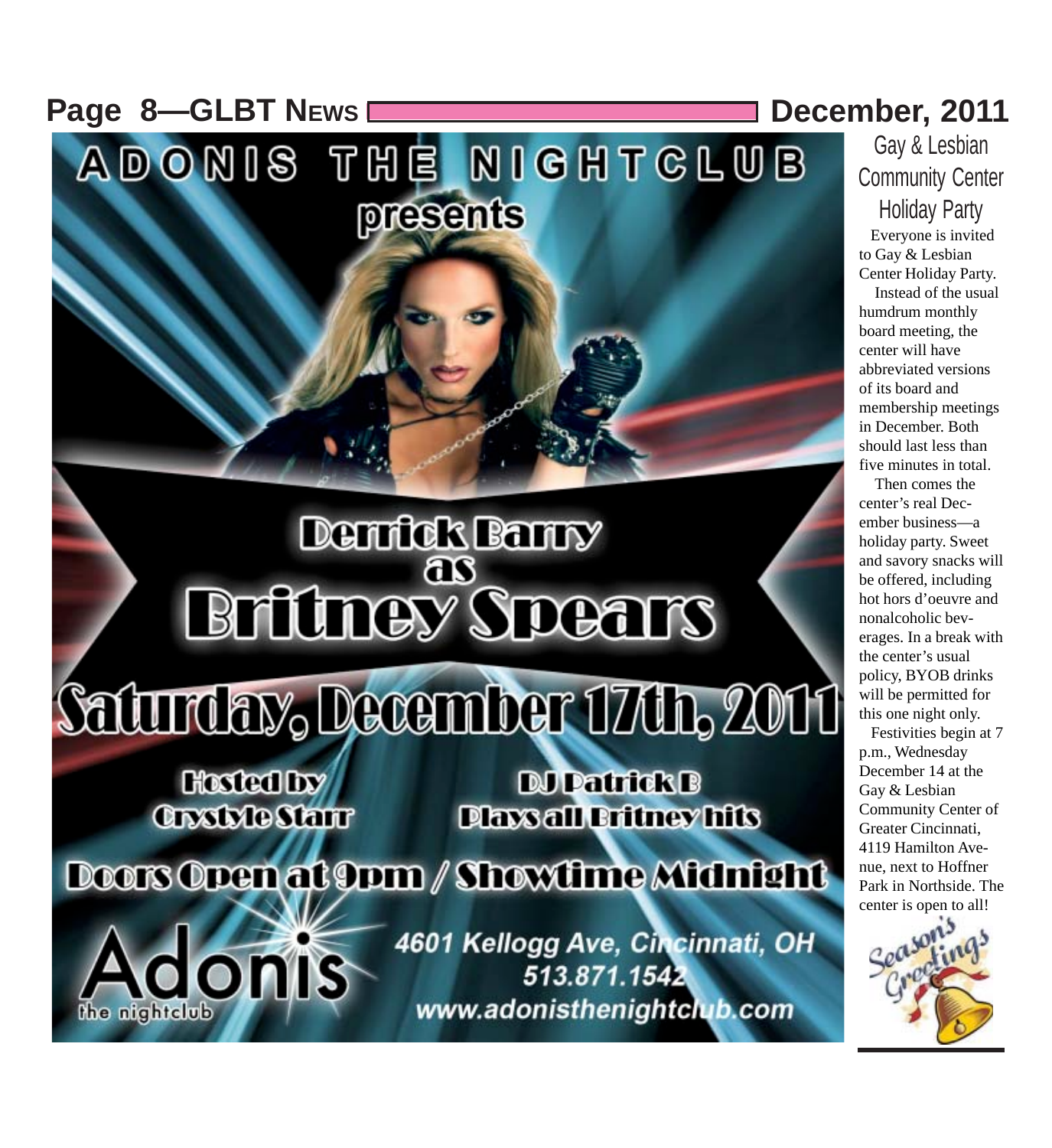ADONIS THE NIGHTCLUB

presents

# Derrick Barry as Britney Spears

## Saturday, December 17th, 2011

**Hosted by Crystyle Starr**

**DJ Patrick B Plays all Britney hits**

**Doors Open at 9pm / Showtime Midnight**

Adonis the nightclub

4601 Kellogg Ave, Cincinnati, OH
513.871.1542
www.adonisthenightclub.com

## Gay & Lesbian Community Center Holiday Party

Everyone is invited to Gay & Lesbian Center Holiday Party.

Instead of the usual humdrum monthly board meeting, the center will have abbreviated versions of its board and membership meetings in December. Both should last less than five minutes in total.

Then comes the center's real December business—a holiday party. Sweet and savory snacks will be offered, including hot hors d'oeuvre and nonalcoholic beverages. In a break with the center's usual policy, BYOB drinks will be permitted for this one night only.

Festivities begin at 7 p.m., Wednesday December 14 at the Gay & Lesbian Community Center of Greater Cincinnati, 4119 Hamilton Avenue, next to Hoffner Park in Northside. The center is open to all!

Season's Greetings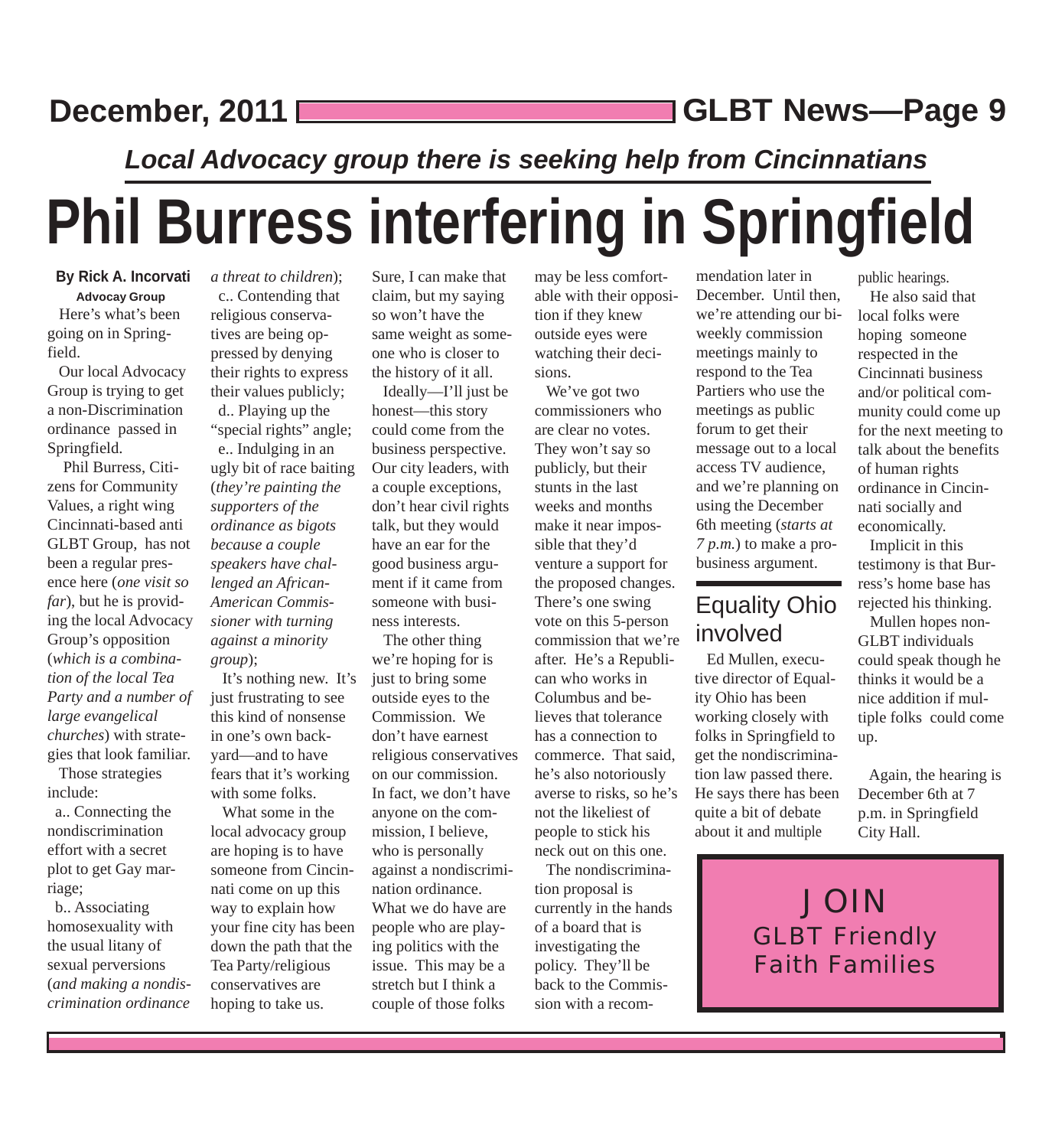*Local Advocacy group there is seeking help from Cincinnatians*

# Phil Burress interfering in Springfield

**By Rick A. Incorvati**
**Advocay Group**

Here's what's been going on in Springfield.

Our local Advocacy Group is trying to get a non-Discrimination ordinance passed in Springfield.

Phil Burress, Citizens for Community Values, a right wing Cincinnati-based anti GLBT Group, has not been a regular presence here (*one visit so far*), but he is providing the local Advocacy Group's opposition (*which is a combination of the local Tea Party and a number of large evangelical churches*) with strategies that look familiar.

Those strategies include:

a.. Connecting the nondiscrimination effort with a secret plot to get Gay marriage;

b.. Associating homosexuality with the usual litany of sexual perversions (*and making a nondiscrimination ordinance a threat to children*);

c.. Contending that religious conservatives are being oppressed by denying their rights to express their values publicly;

d.. Playing up the "special rights" angle;

e.. Indulging in an ugly bit of race baiting (*they're painting the supporters of the ordinance as bigots because a couple speakers have challenged an African-American Commissioner with turning against a minority group*);

It's nothing new. It's just frustrating to see this kind of nonsense in one's own backyard—and to have fears that it's working with some folks.

What some in the local advocacy group are hoping is to have someone from Cincinnati come on up this way to explain how your fine city has been down the path that the Tea Party/religious conservatives are hoping to take us.

Sure, I can make that claim, but my saying so won't have the same weight as someone who is closer to the history of it all.

Ideally—I'll just be honest—this story could come from the business perspective. Our city leaders, with a couple exceptions, don't hear civil rights talk, but they would have an ear for the good business argument if it came from someone with business interests.

The other thing we're hoping for is just to bring some outside eyes to the Commission. We don't have earnest religious conservatives on our commission. In fact, we don't have anyone on the commission, I believe, who is personally against a nondiscrimination ordinance. What we do have are people who are playing politics with the issue. This may be a stretch but I think a couple of those folks may be less comfortable with their opposition if they knew outside eyes were watching their decisions.

We've got two commissioners who are clear no votes. They won't say so publicly, but their stunts in the last weeks and months make it near impossible that they'd venture a support for the proposed changes. There's one swing vote on this 5-person commission that we're after. He's a Republican who works in Columbus and believes that tolerance has a connection to commerce. That said, he's also notoriously averse to risks, so he's not the likeliest of people to stick his neck out on this one.

The nondiscrimination proposal is currently in the hands of a board that is investigating the policy. They'll be back to the Commission with a recommendation later in December. Until then, we're attending our biweekly commission meetings mainly to respond to the Tea Partiers who use the meetings as public forum to get their message out to a local access TV audience, and we're planning on using the December 6th meeting (*starts at 7 p.m.*) to make a probusiness argument.

## Equality Ohio involved

Ed Mullen, executive director of Equality Ohio has been working closely with folks in Springfield to get the nondiscrimination law passed there. He says there has been quite a bit of debate about it and multiple public hearings.

He also said that local folks were hoping someone respected in the Cincinnati business and/or political community could come up for the next meeting to talk about the benefits of human rights ordinance in Cincinnati socially and economically.

Implicit in this testimony is that Burress's home base has rejected his thinking.

Mullen hopes non-GLBT individuals could speak though he thinks it would be a nice addition if multiple folks could come up.

Again, the hearing is December 6th at 7 p.m. in Springfield City Hall.

JOIN
GLBT Friendly
Faith Families